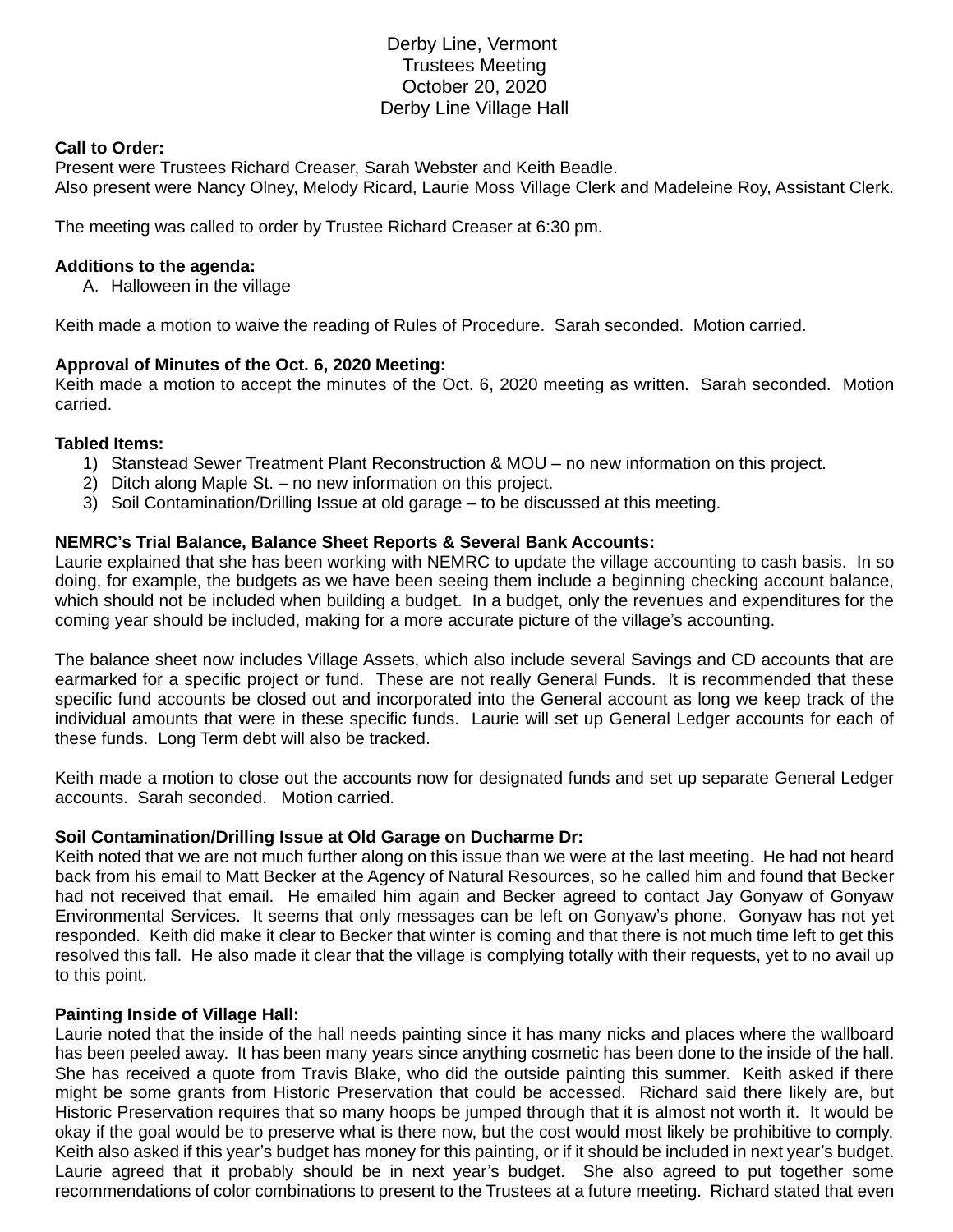# Derby Line, Vermont
## Trustees Meeting
## October 20, 2020
## Derby Line Village Hall

**Call to Order:**
Present were Trustees Richard Creaser, Sarah Webster and Keith Beadle.
Also present were Nancy Olney, Melody Ricard, Laurie Moss Village Clerk and Madeleine Roy, Assistant Clerk.

The meeting was called to order by Trustee Richard Creaser at 6:30 pm.

**Additions to the agenda:**

A. Halloween in the village

Keith made a motion to waive the reading of Rules of Procedure. Sarah seconded. Motion carried.

**Approval of Minutes of the Oct. 6, 2020 Meeting:**
Keith made a motion to accept the minutes of the Oct. 6, 2020 meeting as written. Sarah seconded. Motion carried.

**Tabled Items:**

1) Stanstead Sewer Treatment Plant Reconstruction & MOU – no new information on this project.
2) Ditch along Maple St. – no new information on this project.
3) Soil Contamination/Drilling Issue at old garage – to be discussed at this meeting.

**NEMRC's Trial Balance, Balance Sheet Reports & Several Bank Accounts:**
Laurie explained that she has been working with NEMRC to update the village accounting to cash basis. In so doing, for example, the budgets as we have been seeing them include a beginning checking account balance, which should not be included when building a budget. In a budget, only the revenues and expenditures for the coming year should be included, making for a more accurate picture of the village's accounting.

The balance sheet now includes Village Assets, which also include several Savings and CD accounts that are earmarked for a specific project or fund. These are not really General Funds. It is recommended that these specific fund accounts be closed out and incorporated into the General account as long we keep track of the individual amounts that were in these specific funds. Laurie will set up General Ledger accounts for each of these funds. Long Term debt will also be tracked.

Keith made a motion to close out the accounts now for designated funds and set up separate General Ledger accounts. Sarah seconded. Motion carried.

**Soil Contamination/Drilling Issue at Old Garage on Ducharme Dr:**
Keith noted that we are not much further along on this issue than we were at the last meeting. He had not heard back from his email to Matt Becker at the Agency of Natural Resources, so he called him and found that Becker had not received that email. He emailed him again and Becker agreed to contact Jay Gonyaw of Gonyaw Environmental Services. It seems that only messages can be left on Gonyaw's phone. Gonyaw has not yet responded. Keith did make it clear to Becker that winter is coming and that there is not much time left to get this resolved this fall. He also made it clear that the village is complying totally with their requests, yet to no avail up to this point.

**Painting Inside of Village Hall:**
Laurie noted that the inside of the hall needs painting since it has many nicks and places where the wallboard has been peeled away. It has been many years since anything cosmetic has been done to the inside of the hall. She has received a quote from Travis Blake, who did the outside painting this summer. Keith asked if there might be some grants from Historic Preservation that could be accessed. Richard said there likely are, but Historic Preservation requires that so many hoops be jumped through that it is almost not worth it. It would be okay if the goal would be to preserve what is there now, but the cost would most likely be prohibitive to comply. Keith also asked if this year's budget has money for this painting, or if it should be included in next year's budget. Laurie agreed that it probably should be in next year's budget. She also agreed to put together some recommendations of color combinations to present to the Trustees at a future meeting. Richard stated that even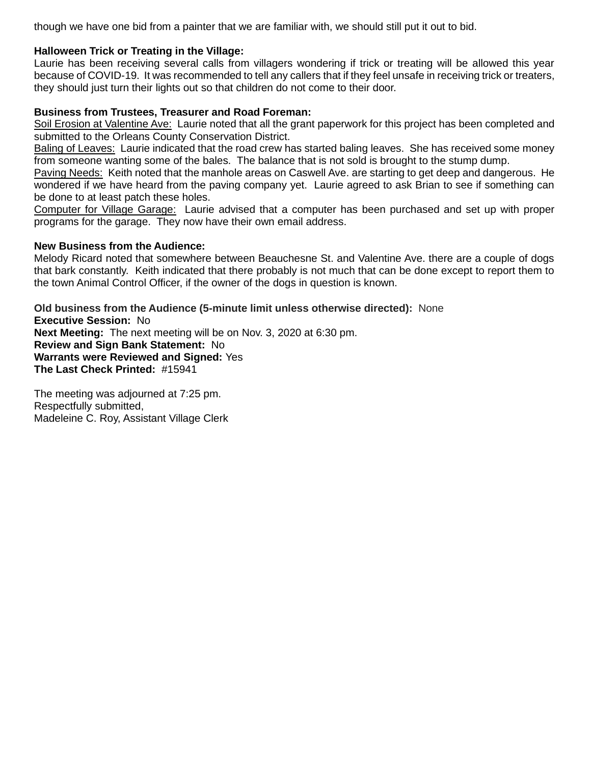though we have one bid from a painter that we are familiar with, we should still put it out to bid.

**Halloween Trick or Treating in the Village:**
Laurie has been receiving several calls from villagers wondering if trick or treating will be allowed this year because of COVID-19. It was recommended to tell any callers that if they feel unsafe in receiving trick or treaters, they should just turn their lights out so that children do not come to their door.

**Business from Trustees, Treasurer and Road Foreman:**
Soil Erosion at Valentine Ave: Laurie noted that all the grant paperwork for this project has been completed and submitted to the Orleans County Conservation District.
Baling of Leaves: Laurie indicated that the road crew has started baling leaves. She has received some money from someone wanting some of the bales. The balance that is not sold is brought to the stump dump.
Paving Needs: Keith noted that the manhole areas on Caswell Ave. are starting to get deep and dangerous. He wondered if we have heard from the paving company yet. Laurie agreed to ask Brian to see if something can be done to at least patch these holes.
Computer for Village Garage: Laurie advised that a computer has been purchased and set up with proper programs for the garage. They now have their own email address.

**New Business from the Audience:**
Melody Ricard noted that somewhere between Beauchesne St. and Valentine Ave. there are a couple of dogs that bark constantly. Keith indicated that there probably is not much that can be done except to report them to the town Animal Control Officer, if the owner of the dogs in question is known.

**Old business from the Audience (5-minute limit unless otherwise directed):** None
**Executive Session:** No
**Next Meeting:** The next meeting will be on Nov. 3, 2020 at 6:30 pm.
**Review and Sign Bank Statement:** No
**Warrants were Reviewed and Signed:** Yes
**The Last Check Printed:** #15941

The meeting was adjourned at 7:25 pm.
Respectfully submitted,
Madeleine C. Roy, Assistant Village Clerk